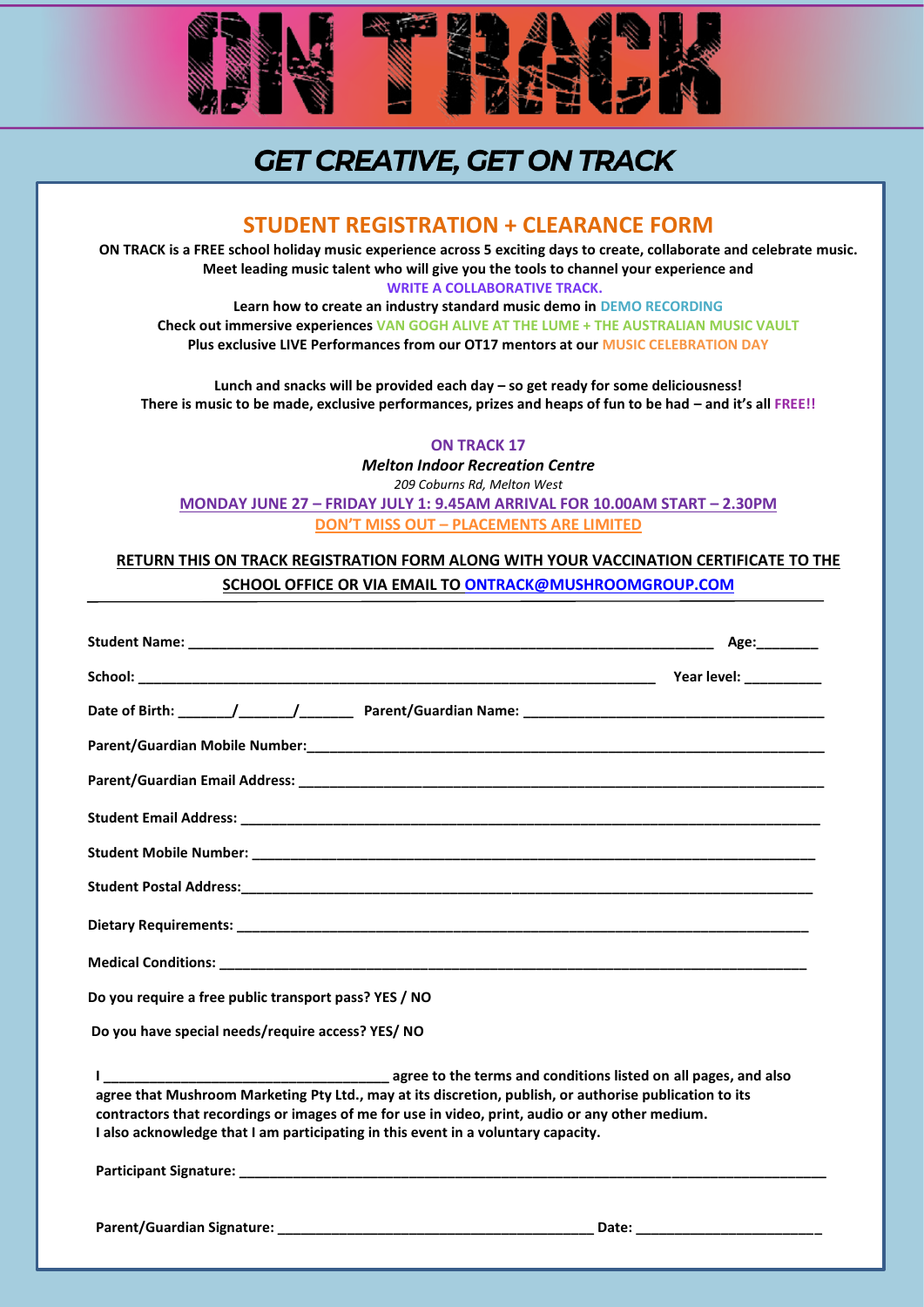# ON TRACK

## GET CREATIVE, GET ON TRACK

### STUDENT REGISTRATION + CLEARANCE FORM

**ON TRACK is a FREE school holiday music experience across 5 exciting days to create, collaborate and celebrate music.**
**Meet leading music talent who will give you the tools to channel your experience and**
**WRITE A COLLABORATIVE TRACK.**
**Learn how to create an industry standard music demo in DEMO RECORDING**
**Check out immersive experiences VAN GOGH ALIVE AT THE LUME + THE AUSTRALIAN MUSIC VAULT**
**Plus exclusive LIVE Performances from our OT17 mentors at our MUSIC CELEBRATION DAY**

**Lunch and snacks will be provided each day – so get ready for some deliciousness!**
**There is music to be made, exclusive performances, prizes and heaps of fun to be had – and it's all FREE!!**

**ON TRACK 17**
***Melton Indoor Recreation Centre***
*209 Coburns Rd, Melton West*
**MONDAY JUNE 27 – FRIDAY JULY 1: 9.45AM ARRIVAL FOR 10.00AM START – 2.30PM**
**DON'T MISS OUT – PLACEMENTS ARE LIMITED**

**RETURN THIS ON TRACK REGISTRATION FORM ALONG WITH YOUR VACCINATION CERTIFICATE TO THE SCHOOL OFFICE OR VIA EMAIL TO ONTRACK@MUSHROOMGROUP.COM**

**Student Name:** ______________________________ **Age:**________

**School:** ______________________________ **Year level:** __________

**Date of Birth:** _______/_______/_______ **Parent/Guardian Name:** ______________________________

**Parent/Guardian Mobile Number:**______________________________

**Parent/Guardian Email Address:** ______________________________

**Student Email Address:** ______________________________

**Student Mobile Number:** ______________________________

**Student Postal Address:**______________________________

**Dietary Requirements:** ______________________________

**Medical Conditions:** ______________________________

**Do you require a free public transport pass? YES / NO**

**Do you have special needs/require access? YES/ NO**

**I ____________________________________ agree to the terms and conditions listed on all pages, and also agree that Mushroom Marketing Pty Ltd., may at its discretion, publish, or authorise publication to its contractors that recordings or images of me for use in video, print, audio or any other medium.**
**I also acknowledge that I am participating in this event in a voluntary capacity.**

**Participant Signature:** ______________________________

**Parent/Guardian Signature:** ______________________________ **Date:** ________________________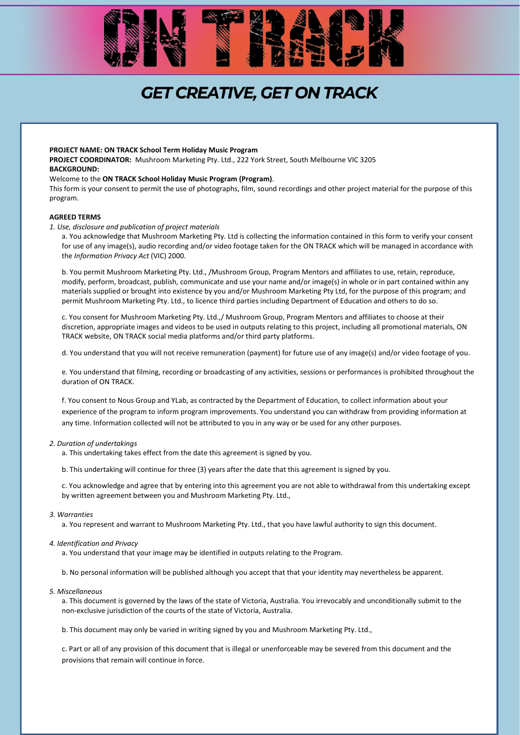# ON TRACK

## GET CREATIVE, GET ON TRACK

**PROJECT NAME: ON TRACK School Term Holiday Music Program**
**PROJECT COORDINATOR:** Mushroom Marketing Pty. Ltd., 222 York Street, South Melbourne VIC 3205
**BACKGROUND:**

Welcome to the **ON TRACK School Holiday Music Program (Program)**.

This form is your consent to permit the use of photographs, film, sound recordings and other project material for the purpose of this program.

**AGREED TERMS**

*1. Use, disclosure and publication of project materials*

a. You acknowledge that Mushroom Marketing Pty. Ltd is collecting the information contained in this form to verify your consent for use of any image(s), audio recording and/or video footage taken for the ON TRACK which will be managed in accordance with the *Information Privacy Act* (VIC) 2000.

b. You permit Mushroom Marketing Pty. Ltd., /Mushroom Group, Program Mentors and affiliates to use, retain, reproduce, modify, perform, broadcast, publish, communicate and use your name and/or image(s) in whole or in part contained within any materials supplied or brought into existence by you and/or Mushroom Marketing Pty Ltd, for the purpose of this program; and permit Mushroom Marketing Pty. Ltd., to licence third parties including Department of Education and others to do so.

c. You consent for Mushroom Marketing Pty. Ltd.,/ Mushroom Group, Program Mentors and affiliates to choose at their discretion, appropriate images and videos to be used in outputs relating to this project, including all promotional materials, ON TRACK website, ON TRACK social media platforms and/or third party platforms.

d. You understand that you will not receive remuneration (payment) for future use of any image(s) and/or video footage of you.

e. You understand that filming, recording or broadcasting of any activities, sessions or performances is prohibited throughout the duration of ON TRACK.

f. You consent to Nous Group and YLab, as contracted by the Department of Education, to collect information about your experience of the program to inform program improvements. You understand you can withdraw from providing information at any time. Information collected will not be attributed to you in any way or be used for any other purposes.

*2. Duration of undertakings*

a. This undertaking takes effect from the date this agreement is signed by you.

b. This undertaking will continue for three (3) years after the date that this agreement is signed by you.

c. You acknowledge and agree that by entering into this agreement you are not able to withdrawal from this undertaking except by written agreement between you and Mushroom Marketing Pty. Ltd.,

*3. Warranties*

a. You represent and warrant to Mushroom Marketing Pty. Ltd., that you have lawful authority to sign this document.

*4. Identification and Privacy*

a. You understand that your image may be identified in outputs relating to the Program.

b. No personal information will be published although you accept that that your identity may nevertheless be apparent.

*5. Miscellaneous*

a. This document is governed by the laws of the state of Victoria, Australia. You irrevocably and unconditionally submit to the non-exclusive jurisdiction of the courts of the state of Victoria, Australia.

b. This document may only be varied in writing signed by you and Mushroom Marketing Pty. Ltd.,

c. Part or all of any provision of this document that is illegal or unenforceable may be severed from this document and the provisions that remain will continue in force.